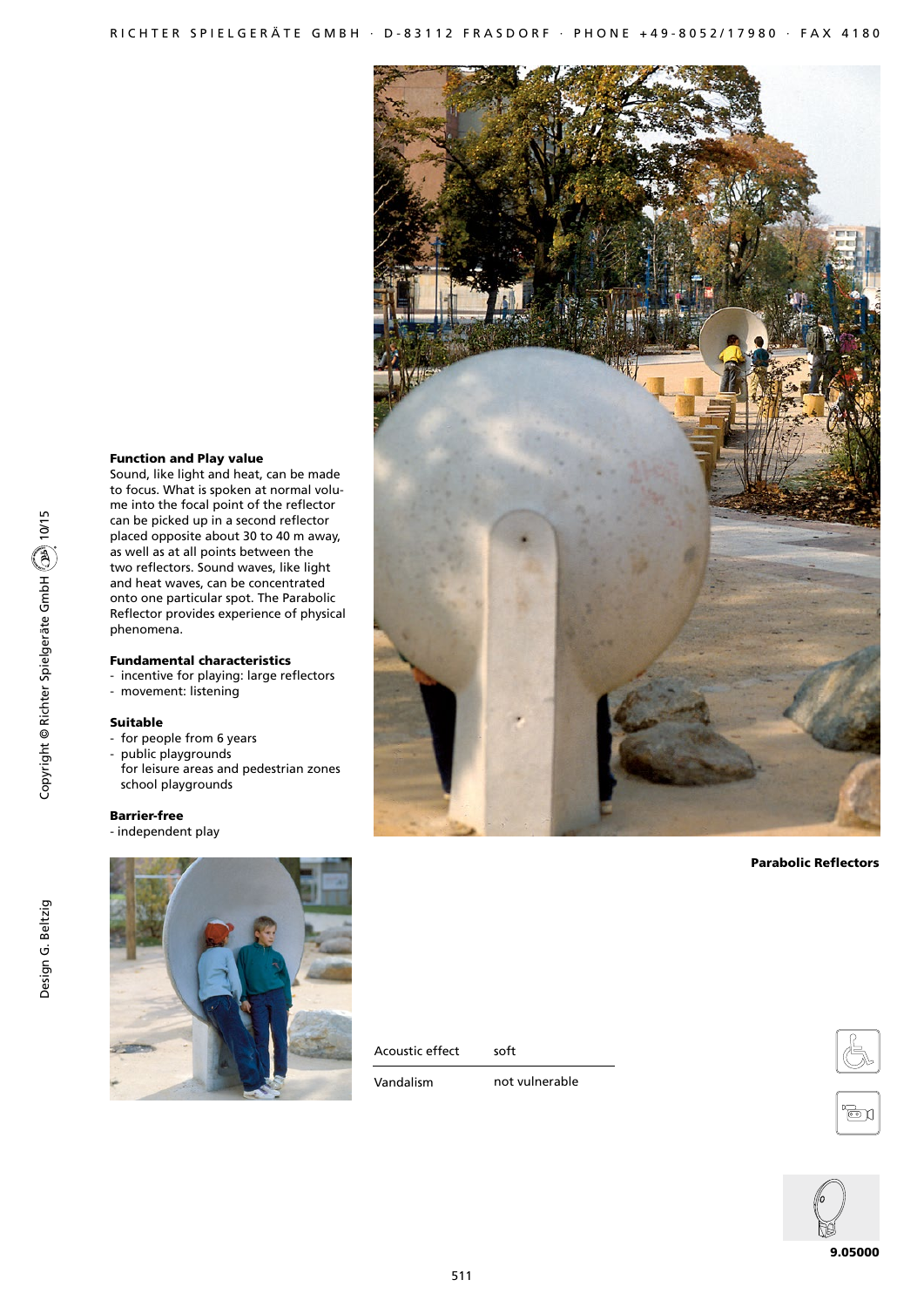## Function and Play value

Sound, like light and heat, can be made to focus. What is spoken at normal volume into the focal point of the reflector can be picked up in a second reflector placed opposite about 30 to 40 m away, as well as at all points between the two reflectors. Sound waves, like light and heat waves, can be concentrated onto one particular spot. The Parabolic Reflector provides experience of physical phenomena.

## Fundamental characteristics

- incentive for playing: large reflectors
- movement: listening

## Suitable

- for people from 6 years
- public playgrounds
  for leisure areas and pedestrian zones
  school playgrounds

## Barrier-free

- independent play

**Parabolic Reflectors**

| Acoustic effect | soft |
|---|---|
| Vandalism | not vulnerable |

**9.05000**

Copyright © Richter Spielgeräte GmbH 10/15

Design G. Beltzig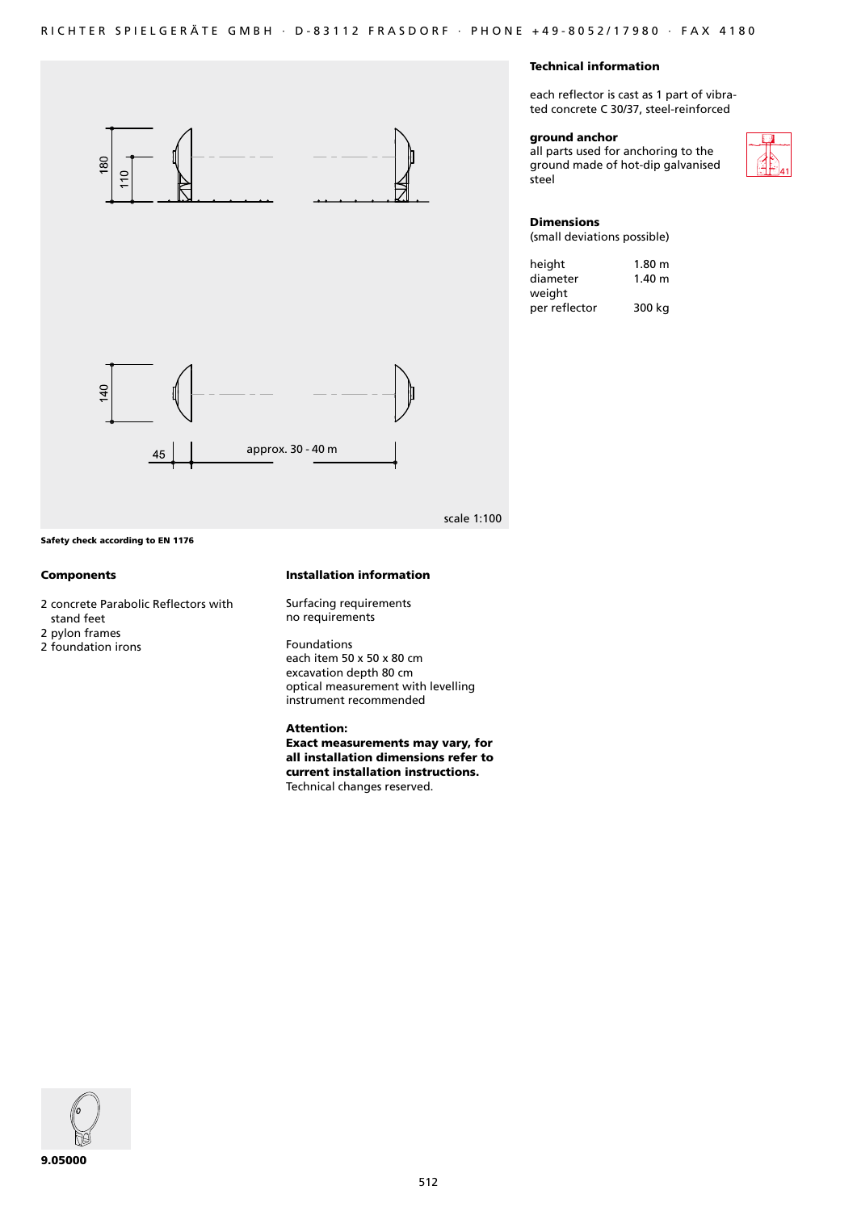180

110

140

45

approx. 30 - 40 m

scale 1:100

**Safety check according to EN 1176**

### Components

2 concrete Parabolic Reflectors with stand feet
2 pylon frames
2 foundation irons

### Installation information

Surfacing requirements
no requirements

Foundations
each item 50 x 50 x 80 cm
excavation depth 80 cm
optical measurement with levelling instrument recommended

**Attention:**
**Exact measurements may vary, for all installation dimensions refer to current installation instructions.**
Technical changes reserved.

### Technical information

each reflector is cast as 1 part of vibrated concrete C 30/37, steel-reinforced

**ground anchor**
all parts used for anchoring to the ground made of hot-dip galvanised steel

41

### Dimensions

(small deviations possible)

| | |
|---|---|
| height | 1.80 m |
| diameter | 1.40 m |
| weight per reflector | 300 kg |

**9.05000**